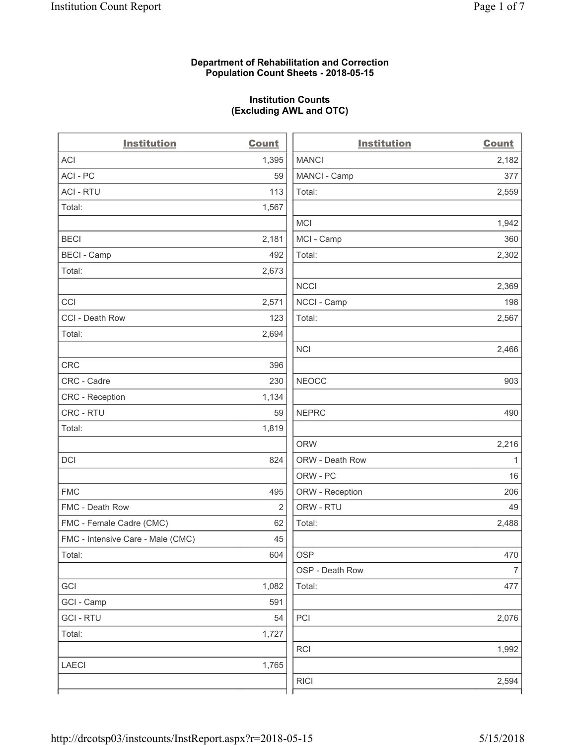**Department of Rehabilitation and Correction**
**Population Count Sheets - 2018-05-15**

**Institution Counts**
**(Excluding AWL and OTC)**

| Institution | Count |
|---|---|
| ACI | 1,395 |
| ACI - PC | 59 |
| ACI - RTU | 113 |
| Total: | 1,567 |
| | |
| BECI | 2,181 |
| BECI - Camp | 492 |
| Total: | 2,673 |
| | |
| CCI | 2,571 |
| CCI - Death Row | 123 |
| Total: | 2,694 |
| | |
| CRC | 396 |
| CRC - Cadre | 230 |
| CRC - Reception | 1,134 |
| CRC - RTU | 59 |
| Total: | 1,819 |
| | |
| DCI | 824 |
| | |
| FMC | 495 |
| FMC - Death Row | 2 |
| FMC - Female Cadre (CMC) | 62 |
| FMC - Intensive Care - Male (CMC) | 45 |
| Total: | 604 |
| | |
| GCI | 1,082 |
| GCI - Camp | 591 |
| GCI - RTU | 54 |
| Total: | 1,727 |
| | |
| LAECI | 1,765 |
| | |

| Institution | Count |
|---|---|
| MANCI | 2,182 |
| MANCI - Camp | 377 |
| Total: | 2,559 |
| | |
| MCI | 1,942 |
| MCI - Camp | 360 |
| Total: | 2,302 |
| | |
| NCCI | 2,369 |
| NCCI - Camp | 198 |
| Total: | 2,567 |
| | |
| NCI | 2,466 |
| | |
| NEOCC | 903 |
| | |
| NEPRC | 490 |
| | |
| ORW | 2,216 |
| ORW - Death Row | 1 |
| ORW - PC | 16 |
| ORW - Reception | 206 |
| ORW - RTU | 49 |
| Total: | 2,488 |
| | |
| OSP | 470 |
| OSP - Death Row | 7 |
| Total: | 477 |
| | |
| PCI | 2,076 |
| | |
| RCI | 1,992 |
| | |
| RICI | 2,594 |
| | |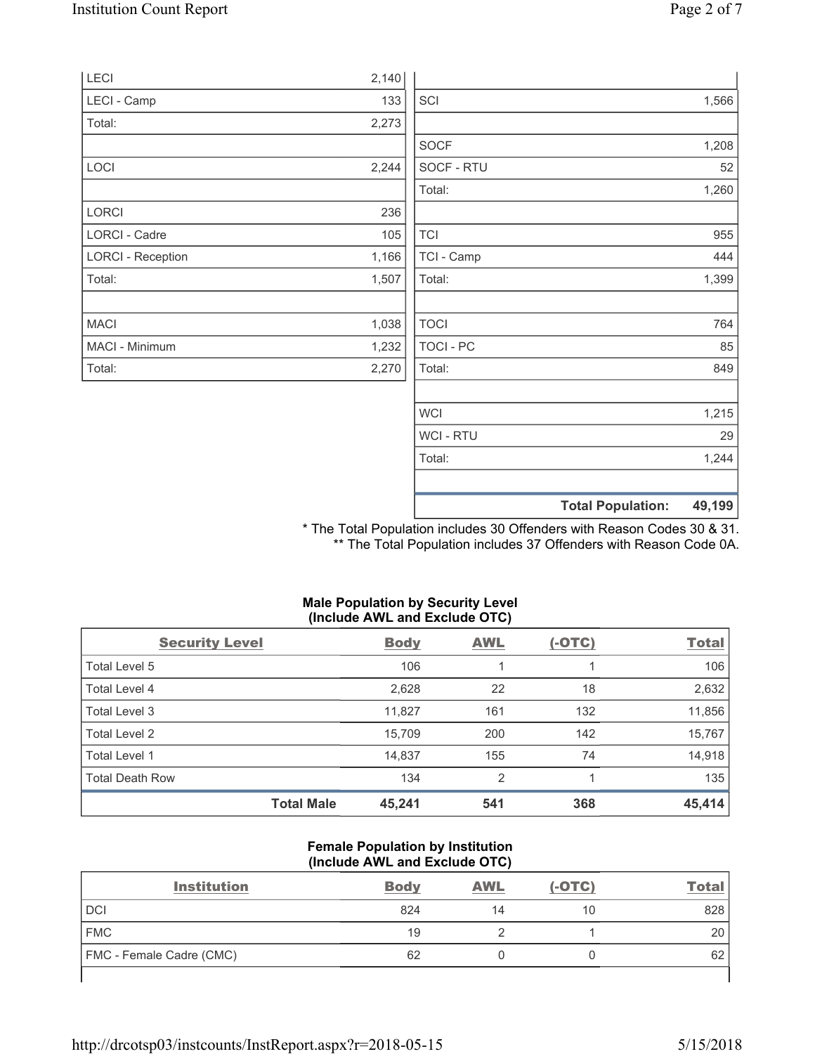| | |
|---|---|
| LECI | 2,140 |
| LECI - Camp | 133 |
| Total: | 2,273 |
| | |
| LOCI | 2,244 |
| | |
| LORCI | 236 |
| LORCI - Cadre | 105 |
| LORCI - Reception | 1,166 |
| Total: | 1,507 |
| | |
| MACI | 1,038 |
| MACI - Minimum | 1,232 |
| Total: | 2,270 |

| | |
|---|---|
| | |
| SCI | 1,566 |
| | |
| SOCF | 1,208 |
| SOCF - RTU | 52 |
| Total: | 1,260 |
| | |
| TCI | 955 |
| TCI - Camp | 444 |
| Total: | 1,399 |
| | |
| TOCI | 764 |
| TOCI - PC | 85 |
| Total: | 849 |
| | |
| WCI | 1,215 |
| WCI - RTU | 29 |
| Total: | 1,244 |
| | |
| **Total Population:** | **49,199** |

* The Total Population includes 30 Offenders with Reason Codes 30 & 31.
** The Total Population includes 37 Offenders with Reason Code 0A.

### Male Population by Security Level (Include AWL and Exclude OTC)

| Security Level | Body | AWL | (-OTC) | Total |
|---|---|---|---|---|
| Total Level 5 | 106 | 1 | 1 | 106 |
| Total Level 4 | 2,628 | 22 | 18 | 2,632 |
| Total Level 3 | 11,827 | 161 | 132 | 11,856 |
| Total Level 2 | 15,709 | 200 | 142 | 15,767 |
| Total Level 1 | 14,837 | 155 | 74 | 14,918 |
| Total Death Row | 134 | 2 | 1 | 135 |
| **Total Male** | **45,241** | **541** | **368** | **45,414** |

### Female Population by Institution (Include AWL and Exclude OTC)

| Institution | Body | AWL | (-OTC) | Total |
|---|---|---|---|---|
| DCI | 824 | 14 | 10 | 828 |
| FMC | 19 | 2 | 1 | 20 |
| FMC - Female Cadre (CMC) | 62 | 0 | 0 | 62 |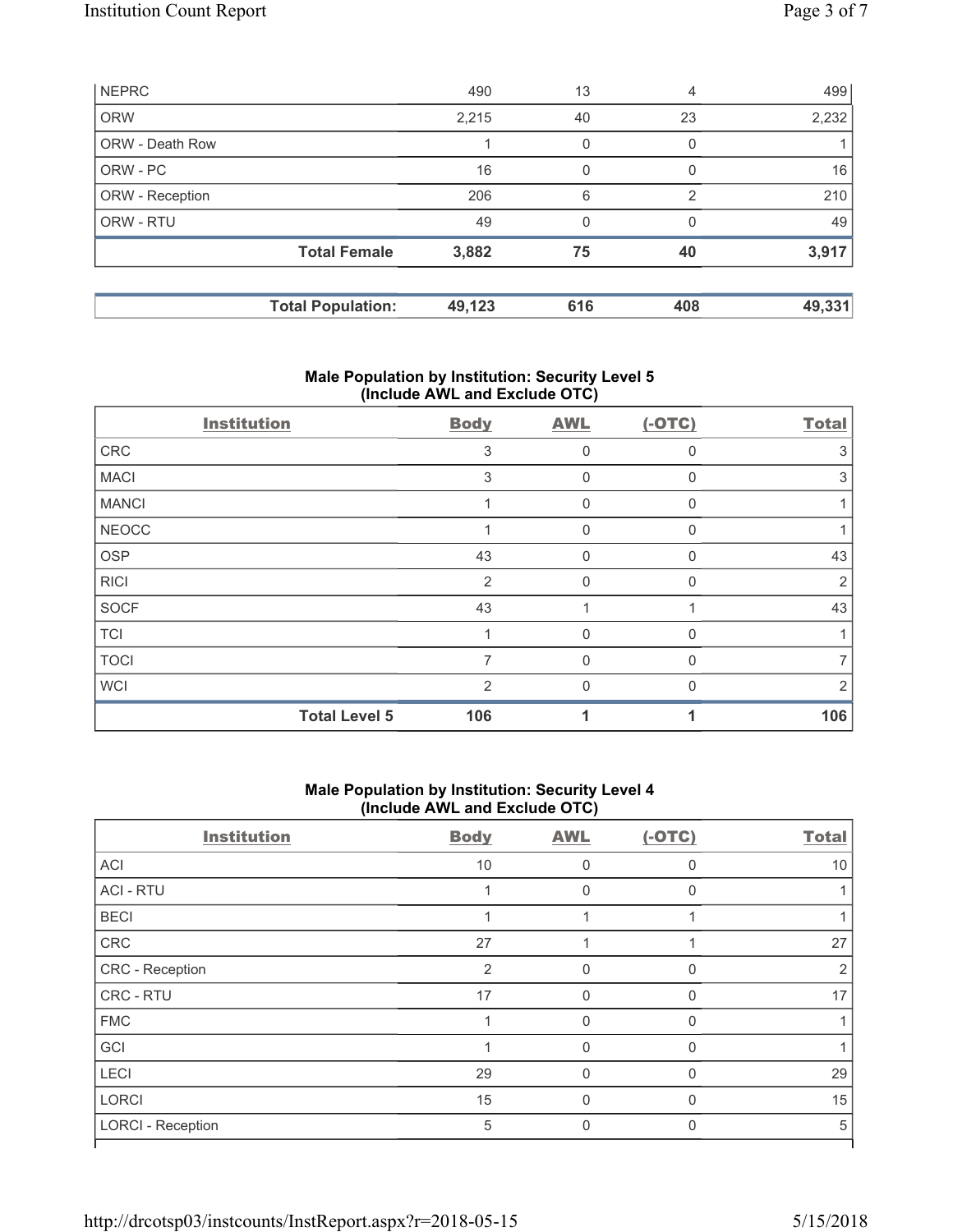| | | | | |
|---|---|---|---|---|
| NEPRC | 490 | 13 | 4 | 499 |
| ORW | 2,215 | 40 | 23 | 2,232 |
| ORW - Death Row | 1 | 0 | 0 | 1 |
| ORW - PC | 16 | 0 | 0 | 16 |
| ORW - Reception | 206 | 6 | 2 | 210 |
| ORW - RTU | 49 | 0 | 0 | 49 |
| **Total Female** | **3,882** | **75** | **40** | **3,917** |

| | | | | |
|---|---|---|---|---|
| **Total Population:** | **49,123** | **616** | **408** | **49,331** |

### Male Population by Institution: Security Level 5 (Include AWL and Exclude OTC)

| Institution | Body | AWL | (-OTC) | Total |
|---|---|---|---|---|
| CRC | 3 | 0 | 0 | 3 |
| MACI | 3 | 0 | 0 | 3 |
| MANCI | 1 | 0 | 0 | 1 |
| NEOCC | 1 | 0 | 0 | 1 |
| OSP | 43 | 0 | 0 | 43 |
| RICI | 2 | 0 | 0 | 2 |
| SOCF | 43 | 1 | 1 | 43 |
| TCI | 1 | 0 | 0 | 1 |
| TOCI | 7 | 0 | 0 | 7 |
| WCI | 2 | 0 | 0 | 2 |
| **Total Level 5** | **106** | **1** | **1** | **106** |

### Male Population by Institution: Security Level 4 (Include AWL and Exclude OTC)

| Institution | Body | AWL | (-OTC) | Total |
|---|---|---|---|---|
| ACI | 10 | 0 | 0 | 10 |
| ACI - RTU | 1 | 0 | 0 | 1 |
| BECI | 1 | 1 | 1 | 1 |
| CRC | 27 | 1 | 1 | 27 |
| CRC - Reception | 2 | 0 | 0 | 2 |
| CRC - RTU | 17 | 0 | 0 | 17 |
| FMC | 1 | 0 | 0 | 1 |
| GCI | 1 | 0 | 0 | 1 |
| LECI | 29 | 0 | 0 | 29 |
| LORCI | 15 | 0 | 0 | 15 |
| LORCI - Reception | 5 | 0 | 0 | 5 |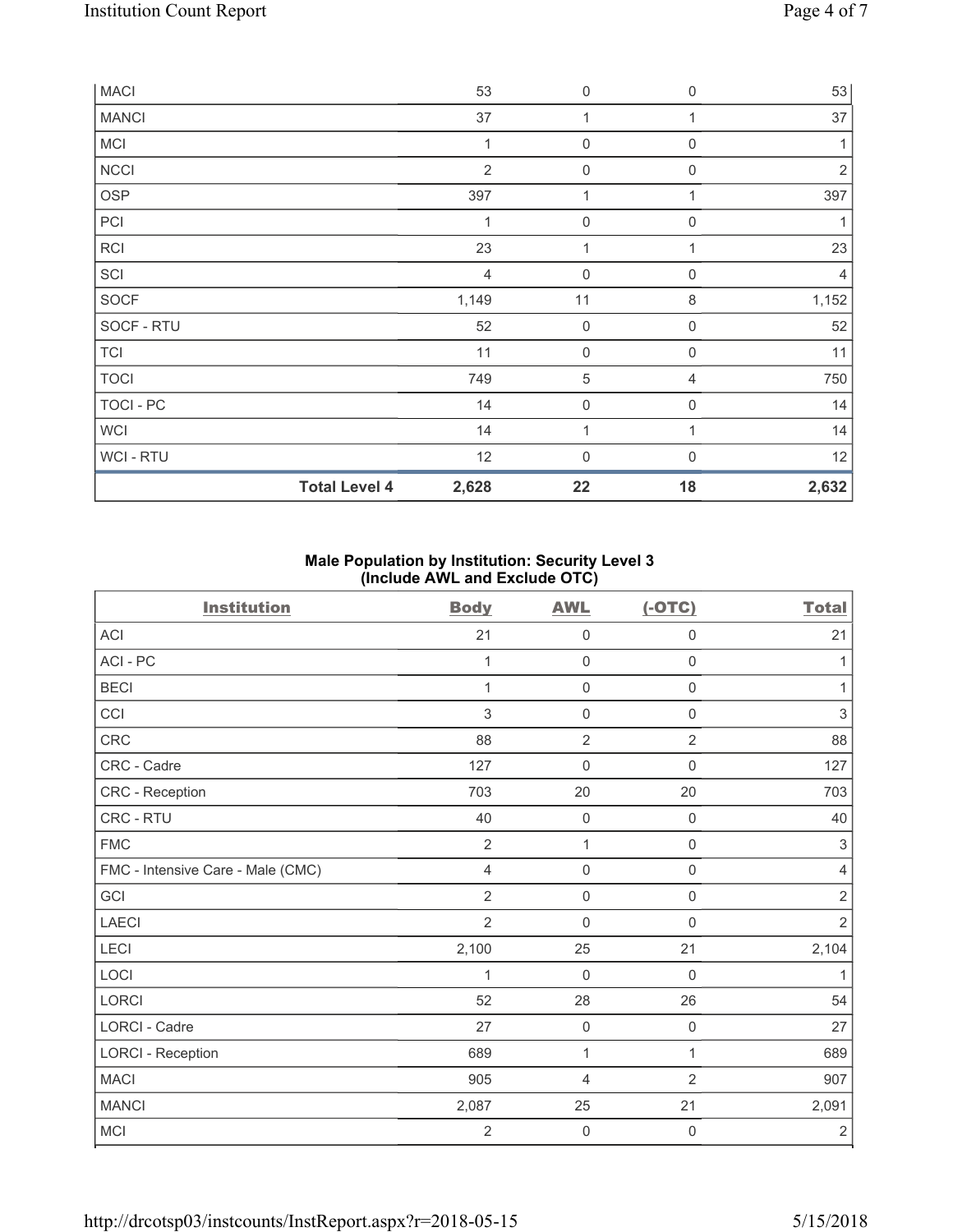| | | | | |
|---|---|---|---|---|
| MACI | 53 | 0 | 0 | 53 |
| MANCI | 37 | 1 | 1 | 37 |
| MCI | 1 | 0 | 0 | 1 |
| NCCI | 2 | 0 | 0 | 2 |
| OSP | 397 | 1 | 1 | 397 |
| PCI | 1 | 0 | 0 | 1 |
| RCI | 23 | 1 | 1 | 23 |
| SCI | 4 | 0 | 0 | 4 |
| SOCF | 1,149 | 11 | 8 | 1,152 |
| SOCF - RTU | 52 | 0 | 0 | 52 |
| TCI | 11 | 0 | 0 | 11 |
| TOCI | 749 | 5 | 4 | 750 |
| TOCI - PC | 14 | 0 | 0 | 14 |
| WCI | 14 | 1 | 1 | 14 |
| WCI - RTU | 12 | 0 | 0 | 12 |
| **Total Level 4** | **2,628** | **22** | **18** | **2,632** |

**Male Population by Institution: Security Level 3 (Include AWL and Exclude OTC)**

| Institution | Body | AWL | (-OTC) | Total |
|---|---|---|---|---|
| ACI | 21 | 0 | 0 | 21 |
| ACI - PC | 1 | 0 | 0 | 1 |
| BECI | 1 | 0 | 0 | 1 |
| CCI | 3 | 0 | 0 | 3 |
| CRC | 88 | 2 | 2 | 88 |
| CRC - Cadre | 127 | 0 | 0 | 127 |
| CRC - Reception | 703 | 20 | 20 | 703 |
| CRC - RTU | 40 | 0 | 0 | 40 |
| FMC | 2 | 1 | 0 | 3 |
| FMC - Intensive Care - Male (CMC) | 4 | 0 | 0 | 4 |
| GCI | 2 | 0 | 0 | 2 |
| LAECI | 2 | 0 | 0 | 2 |
| LECI | 2,100 | 25 | 21 | 2,104 |
| LOCI | 1 | 0 | 0 | 1 |
| LORCI | 52 | 28 | 26 | 54 |
| LORCI - Cadre | 27 | 0 | 0 | 27 |
| LORCI - Reception | 689 | 1 | 1 | 689 |
| MACI | 905 | 4 | 2 | 907 |
| MANCI | 2,087 | 25 | 21 | 2,091 |
| MCI | 2 | 0 | 0 | 2 |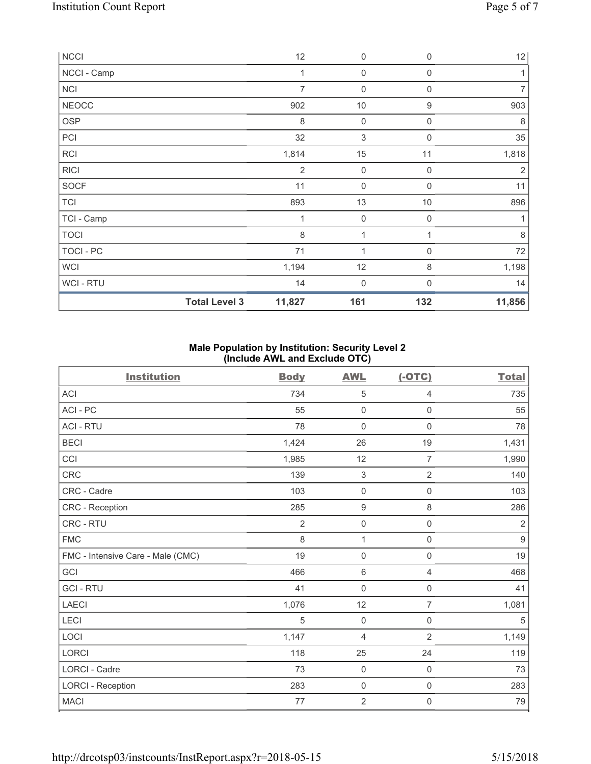| | Body | AWL | (-OTC) | Total |
|---|---|---|---|---|
| NCCI | 12 | 0 | 0 | 12 |
| NCCI - Camp | 1 | 0 | 0 | 1 |
| NCI | 7 | 0 | 0 | 7 |
| NEOCC | 902 | 10 | 9 | 903 |
| OSP | 8 | 0 | 0 | 8 |
| PCI | 32 | 3 | 0 | 35 |
| RCI | 1,814 | 15 | 11 | 1,818 |
| RICI | 2 | 0 | 0 | 2 |
| SOCF | 11 | 0 | 0 | 11 |
| TCI | 893 | 13 | 10 | 896 |
| TCI - Camp | 1 | 0 | 0 | 1 |
| TOCI | 8 | 1 | 1 | 8 |
| TOCI - PC | 71 | 1 | 0 | 72 |
| WCI | 1,194 | 12 | 8 | 1,198 |
| WCI - RTU | 14 | 0 | 0 | 14 |
| **Total Level 3** | **11,827** | **161** | **132** | **11,856** |

### Male Population by Institution: Security Level 2 (Include AWL and Exclude OTC)

| Institution | Body | AWL | (-OTC) | Total |
|---|---|---|---|---|
| ACI | 734 | 5 | 4 | 735 |
| ACI - PC | 55 | 0 | 0 | 55 |
| ACI - RTU | 78 | 0 | 0 | 78 |
| BECI | 1,424 | 26 | 19 | 1,431 |
| CCI | 1,985 | 12 | 7 | 1,990 |
| CRC | 139 | 3 | 2 | 140 |
| CRC - Cadre | 103 | 0 | 0 | 103 |
| CRC - Reception | 285 | 9 | 8 | 286 |
| CRC - RTU | 2 | 0 | 0 | 2 |
| FMC | 8 | 1 | 0 | 9 |
| FMC - Intensive Care - Male (CMC) | 19 | 0 | 0 | 19 |
| GCI | 466 | 6 | 4 | 468 |
| GCI - RTU | 41 | 0 | 0 | 41 |
| LAECI | 1,076 | 12 | 7 | 1,081 |
| LECI | 5 | 0 | 0 | 5 |
| LOCI | 1,147 | 4 | 2 | 1,149 |
| LORCI | 118 | 25 | 24 | 119 |
| LORCI - Cadre | 73 | 0 | 0 | 73 |
| LORCI - Reception | 283 | 0 | 0 | 283 |
| MACI | 77 | 2 | 0 | 79 |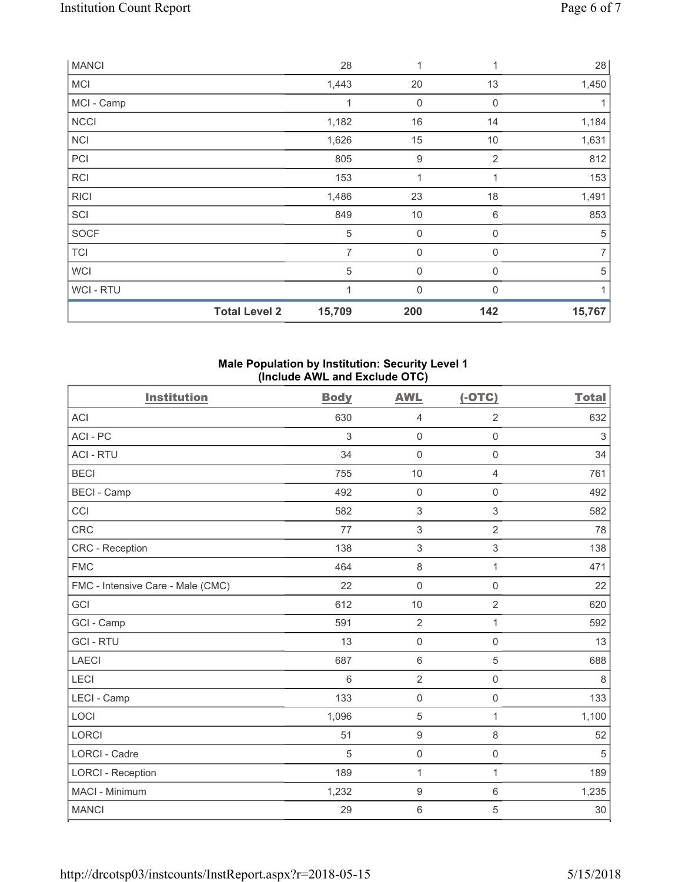| | | | | |
|---|---|---|---|---|
| MANCI | 28 | 1 | 1 | 28 |
| MCI | 1,443 | 20 | 13 | 1,450 |
| MCI - Camp | 1 | 0 | 0 | 1 |
| NCCI | 1,182 | 16 | 14 | 1,184 |
| NCI | 1,626 | 15 | 10 | 1,631 |
| PCI | 805 | 9 | 2 | 812 |
| RCI | 153 | 1 | 1 | 153 |
| RICI | 1,486 | 23 | 18 | 1,491 |
| SCI | 849 | 10 | 6 | 853 |
| SOCF | 5 | 0 | 0 | 5 |
| TCI | 7 | 0 | 0 | 7 |
| WCI | 5 | 0 | 0 | 5 |
| WCI - RTU | 1 | 0 | 0 | 1 |
| **Total Level 2** | **15,709** | **200** | **142** | **15,767** |

**Male Population by Institution: Security Level 1 (Include AWL and Exclude OTC)**

| Institution | Body | AWL | (-OTC) | Total |
|---|---|---|---|---|
| ACI | 630 | 4 | 2 | 632 |
| ACI - PC | 3 | 0 | 0 | 3 |
| ACI - RTU | 34 | 0 | 0 | 34 |
| BECI | 755 | 10 | 4 | 761 |
| BECI - Camp | 492 | 0 | 0 | 492 |
| CCI | 582 | 3 | 3 | 582 |
| CRC | 77 | 3 | 2 | 78 |
| CRC - Reception | 138 | 3 | 3 | 138 |
| FMC | 464 | 8 | 1 | 471 |
| FMC - Intensive Care - Male (CMC) | 22 | 0 | 0 | 22 |
| GCI | 612 | 10 | 2 | 620 |
| GCI - Camp | 591 | 2 | 1 | 592 |
| GCI - RTU | 13 | 0 | 0 | 13 |
| LAECI | 687 | 6 | 5 | 688 |
| LECI | 6 | 2 | 0 | 8 |
| LECI - Camp | 133 | 0 | 0 | 133 |
| LOCI | 1,096 | 5 | 1 | 1,100 |
| LORCI | 51 | 9 | 8 | 52 |
| LORCI - Cadre | 5 | 0 | 0 | 5 |
| LORCI - Reception | 189 | 1 | 1 | 189 |
| MACI - Minimum | 1,232 | 9 | 6 | 1,235 |
| MANCI | 29 | 6 | 5 | 30 |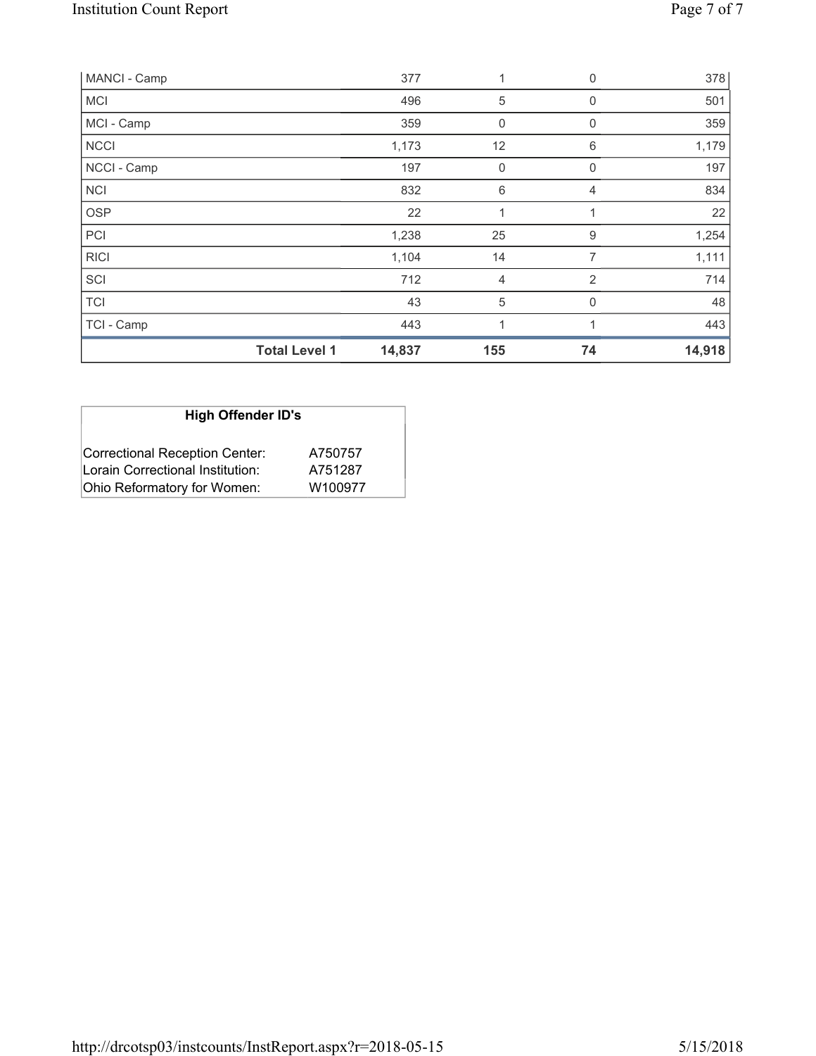| | | | | |
|---|---|---|---|---|
| MANCI - Camp | 377 | 1 | 0 | 378 |
| MCI | 496 | 5 | 0 | 501 |
| MCI - Camp | 359 | 0 | 0 | 359 |
| NCCI | 1,173 | 12 | 6 | 1,179 |
| NCCI - Camp | 197 | 0 | 0 | 197 |
| NCI | 832 | 6 | 4 | 834 |
| OSP | 22 | 1 | 1 | 22 |
| PCI | 1,238 | 25 | 9 | 1,254 |
| RICI | 1,104 | 14 | 7 | 1,111 |
| SCI | 712 | 4 | 2 | 714 |
| TCI | 43 | 5 | 0 | 48 |
| TCI - Camp | 443 | 1 | 1 | 443 |
| **Total Level 1** | **14,837** | **155** | **74** | **14,918** |

| High Offender ID's | |
|---|---|
| Correctional Reception Center: | A750757 |
| Lorain Correctional Institution: | A751287 |
| Ohio Reformatory for Women: | W100977 |